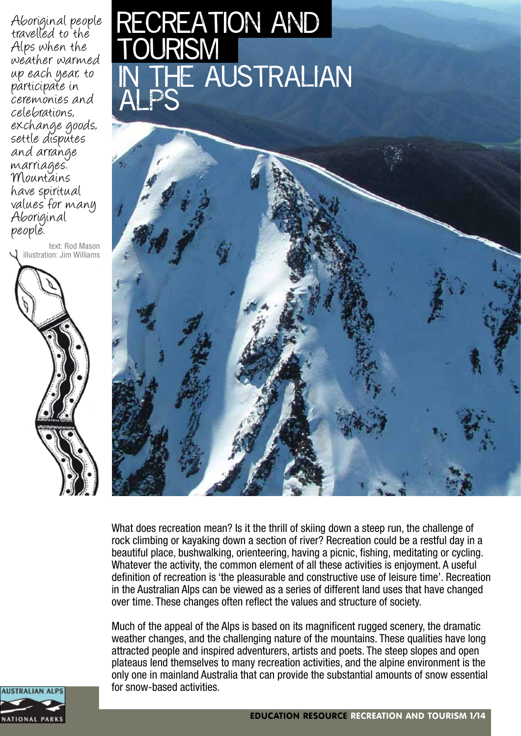# RECREATION AND TOURISM IN THE AUSTRALIAN ALPS

Aboriginal people travelled to the Alps when the weather warmed up each year, to participate in ceremonies and celebrations, exchange goods, settle disputes and arrange marriages. Mountains have spiritual values for many Aboriginal people.

text: Rod Mason
illustration: Jim Williams

What does recreation mean? Is it the thrill of skiing down a steep run, the challenge of rock climbing or kayaking down a section of river? Recreation could be a restful day in a beautiful place, bushwalking, orienteering, having a picnic, fishing, meditating or cycling. Whatever the activity, the common element of all these activities is enjoyment. A useful definition of recreation is 'the pleasurable and constructive use of leisure time'. Recreation in the Australian Alps can be viewed as a series of different land uses that have changed over time. These changes often reflect the values and structure of society.

Much of the appeal of the Alps is based on its magnificent rugged scenery, the dramatic weather changes, and the challenging nature of the mountains. These qualities have long attracted people and inspired adventurers, artists and poets. The steep slopes and open plateaus lend themselves to many recreation activities, and the alpine environment is the only one in mainland Australia that can provide the substantial amounts of snow essential for snow-based activities.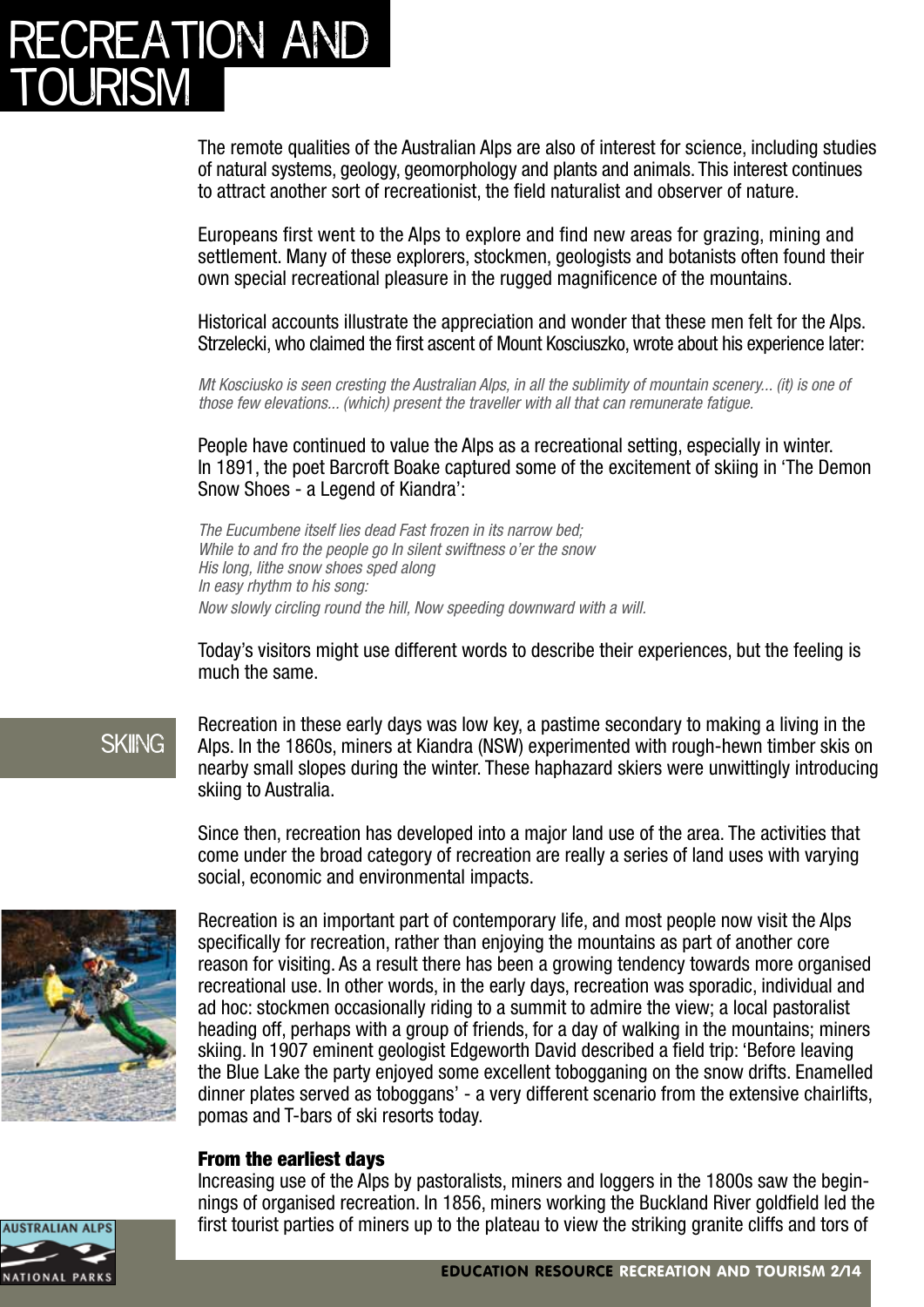# RECREATION AND TOURISM

The remote qualities of the Australian Alps are also of interest for science, including studies of natural systems, geology, geomorphology and plants and animals. This interest continues to attract another sort of recreationist, the field naturalist and observer of nature.

Europeans first went to the Alps to explore and find new areas for grazing, mining and settlement. Many of these explorers, stockmen, geologists and botanists often found their own special recreational pleasure in the rugged magnificence of the mountains.

Historical accounts illustrate the appreciation and wonder that these men felt for the Alps. Strzelecki, who claimed the first ascent of Mount Kosciuszko, wrote about his experience later:

*Mt Kosciusko is seen cresting the Australian Alps, in all the sublimity of mountain scenery... (it) is one of those few elevations... (which) present the traveller with all that can remunerate fatigue.*

People have continued to value the Alps as a recreational setting, especially in winter. In 1891, the poet Barcroft Boake captured some of the excitement of skiing in 'The Demon Snow Shoes - a Legend of Kiandra':

*The Eucumbene itself lies dead Fast frozen in its narrow bed;*
*While to and fro the people go In silent swiftness o'er the snow*
*His long, lithe snow shoes sped along*
*In easy rhythm to his song:*
*Now slowly circling round the hill, Now speeding downward with a will.*

Today's visitors might use different words to describe their experiences, but the feeling is much the same.

## SKIING

Recreation in these early days was low key, a pastime secondary to making a living in the Alps. In the 1860s, miners at Kiandra (NSW) experimented with rough-hewn timber skis on nearby small slopes during the winter. These haphazard skiers were unwittingly introducing skiing to Australia.

Since then, recreation has developed into a major land use of the area. The activities that come under the broad category of recreation are really a series of land uses with varying social, economic and environmental impacts.

Recreation is an important part of contemporary life, and most people now visit the Alps specifically for recreation, rather than enjoying the mountains as part of another core reason for visiting. As a result there has been a growing tendency towards more organised recreational use. In other words, in the early days, recreation was sporadic, individual and ad hoc: stockmen occasionally riding to a summit to admire the view; a local pastoralist heading off, perhaps with a group of friends, for a day of walking in the mountains; miners skiing. In 1907 eminent geologist Edgeworth David described a field trip: 'Before leaving the Blue Lake the party enjoyed some excellent tobogganing on the snow drifts. Enamelled dinner plates served as toboggans' - a very different scenario from the extensive chairlifts, pomas and T-bars of ski resorts today.

### From the earliest days

Increasing use of the Alps by pastoralists, miners and loggers in the 1800s saw the beginnings of organised recreation. In 1856, miners working the Buckland River goldfield led the first tourist parties of miners up to the plateau to view the striking granite cliffs and tors of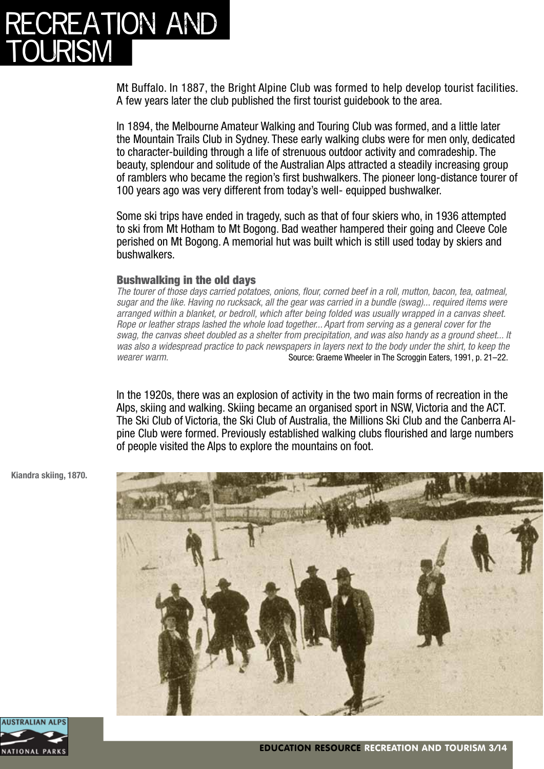# RECREATION AND TOURISM

Mt Buffalo. In 1887, the Bright Alpine Club was formed to help develop tourist facilities. A few years later the club published the first tourist guidebook to the area.

In 1894, the Melbourne Amateur Walking and Touring Club was formed, and a little later the Mountain Trails Club in Sydney. These early walking clubs were for men only, dedicated to character-building through a life of strenuous outdoor activity and comradeship. The beauty, splendour and solitude of the Australian Alps attracted a steadily increasing group of ramblers who became the region's first bushwalkers. The pioneer long-distance tourer of 100 years ago was very different from today's well- equipped bushwalker.

Some ski trips have ended in tragedy, such as that of four skiers who, in 1936 attempted to ski from Mt Hotham to Mt Bogong. Bad weather hampered their going and Cleeve Cole perished on Mt Bogong. A memorial hut was built which is still used today by skiers and bushwalkers.

### Bushwalking in the old days

*The tourer of those days carried potatoes, onions, flour, corned beef in a roll, mutton, bacon, tea, oatmeal, sugar and the like. Having no rucksack, all the gear was carried in a bundle (swag)... required items were arranged within a blanket, or bedroll, which after being folded was usually wrapped in a canvas sheet. Rope or leather straps lashed the whole load together... Apart from serving as a general cover for the swag, the canvas sheet doubled as a shelter from precipitation, and was also handy as a ground sheet... It was also a widespread practice to pack newspapers in layers next to the body under the shirt, to keep the wearer warm.*

Source: Graeme Wheeler in The Scroggin Eaters, 1991, p. 21–22.

In the 1920s, there was an explosion of activity in the two main forms of recreation in the Alps, skiing and walking. Skiing became an organised sport in NSW, Victoria and the ACT. The Ski Club of Victoria, the Ski Club of Australia, the Millions Ski Club and the Canberra Alpine Club were formed. Previously established walking clubs flourished and large numbers of people visited the Alps to explore the mountains on foot.

**Kiandra skiing, 1870.**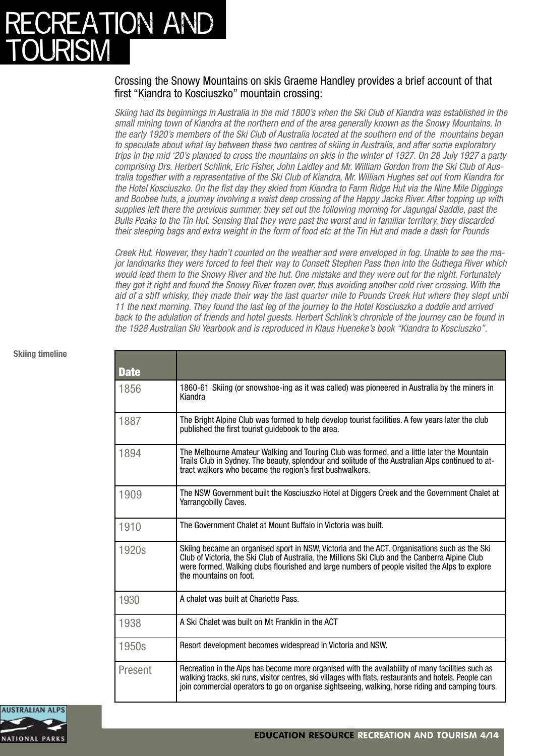# RECREATION AND TOURISM

## Crossing the Snowy Mountains on skis Graeme Handley provides a brief account of that first "Kiandra to Kosciuszko" mountain crossing:

*Skiing had its beginnings in Australia in the mid 1800's when the Ski Club of Kiandra was established in the small mining town of Kiandra at the northern end of the area generally known as the Snowy Mountains. In the early 1920's members of the Ski Club of Australia located at the southern end of the mountains began to speculate about what lay between these two centres of skiing in Australia, and after some exploratory trips in the mid '20's planned to cross the mountains on skis in the winter of 1927. On 28 July 1927 a party comprising Drs. Herbert Schlink, Eric Fisher, John Laidley and Mr. William Gordon from the Ski Club of Australia together with a representative of the Ski Club of Kiandra, Mr. William Hughes set out from Kiandra for the Hotel Kosciuszko. On the fist day they skied from Kiandra to Farm Ridge Hut via the Nine Mile Diggings and Boobee huts, a journey involving a waist deep crossing of the Happy Jacks River. After topping up with supplies left there the previous summer, they set out the following morning for Jagungal Saddle, past the Bulls Peaks to the Tin Hut. Sensing that they were past the worst and in familiar territory, they discarded their sleeping bags and extra weight in the form of food etc at the Tin Hut and made a dash for Pounds Creek Hut. However, they hadn't counted on the weather and were enveloped in fog. Unable to see the major landmarks they were forced to feel their way to Consett Stephen Pass then into the Guthega River which would lead them to the Snowy River and the hut. One mistake and they were out for the night. Fortunately they got it right and found the Snowy River frozen over, thus avoiding another cold river crossing. With the aid of a stiff whisky, they made their way the last quarter mile to Pounds Creek Hut where they slept until 11 the next morning. They found the last leg of the journey to the Hotel Kosciuszko a doddle and arrived back to the adulation of friends and hotel guests. Herbert Schlink's chronicle of the journey can be found in the 1928 Australian Ski Yearbook and is reproduced in Klaus Hueneke's book "Kiandra to Kosciuszko".*

**Skiing timeline**

| Date | |
|---|---|
| 1856 | 1860-61 Skiing (or snowshoe-ing as it was called) was pioneered in Australia by the miners in Kiandra |
| 1887 | The Bright Alpine Club was formed to help develop tourist facilities. A few years later the club published the first tourist guidebook to the area. |
| 1894 | The Melbourne Amateur Walking and Touring Club was formed, and a little later the Mountain Trails Club in Sydney. The beauty, splendour and solitude of the Australian Alps continued to attract walkers who became the region's first bushwalkers. |
| 1909 | The NSW Government built the Kosciuszko Hotel at Diggers Creek and the Government Chalet at Yarrangobilly Caves. |
| 1910 | The Government Chalet at Mount Buffalo in Victoria was built. |
| 1920s | Skiing became an organised sport in NSW, Victoria and the ACT. Organisations such as the Ski Club of Victoria, the Ski Club of Australia, the Millions Ski Club and the Canberra Alpine Club were formed. Walking clubs flourished and large numbers of people visited the Alps to explore the mountains on foot. |
| 1930 | A chalet was built at Charlotte Pass. |
| 1938 | A Ski Chalet was built on Mt Franklin in the ACT |
| 1950s | Resort development becomes widespread in Victoria and NSW. |
| Present | Recreation in the Alps has become more organised with the availability of many facilities such as walking tracks, ski runs, visitor centres, ski villages with flats, restaurants and hotels. People can join commercial operators to go on organise sightseeing, walking, horse riding and camping tours. |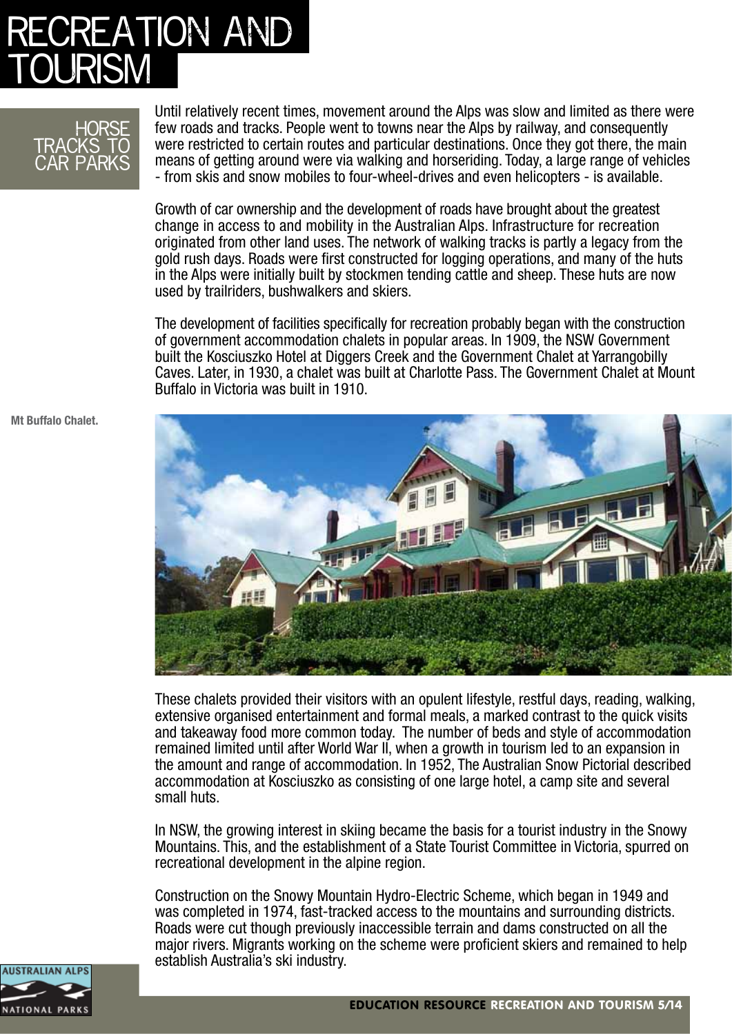# RECREATION AND TOURISM

## HORSE TRACKS TO CAR PARKS

Until relatively recent times, movement around the Alps was slow and limited as there were few roads and tracks. People went to towns near the Alps by railway, and consequently were restricted to certain routes and particular destinations. Once they got there, the main means of getting around were via walking and horseriding. Today, a large range of vehicles - from skis and snow mobiles to four-wheel-drives and even helicopters - is available.

Growth of car ownership and the development of roads have brought about the greatest change in access to and mobility in the Australian Alps. Infrastructure for recreation originated from other land uses. The network of walking tracks is partly a legacy from the gold rush days. Roads were first constructed for logging operations, and many of the huts in the Alps were initially built by stockmen tending cattle and sheep. These huts are now used by trailriders, bushwalkers and skiers.

The development of facilities specifically for recreation probably began with the construction of government accommodation chalets in popular areas. In 1909, the NSW Government built the Kosciuszko Hotel at Diggers Creek and the Government Chalet at Yarrangobilly Caves. Later, in 1930, a chalet was built at Charlotte Pass. The Government Chalet at Mount Buffalo in Victoria was built in 1910.

**Mt Buffalo Chalet.**

These chalets provided their visitors with an opulent lifestyle, restful days, reading, walking, extensive organised entertainment and formal meals, a marked contrast to the quick visits and takeaway food more common today. The number of beds and style of accommodation remained limited until after World War II, when a growth in tourism led to an expansion in the amount and range of accommodation. In 1952, The Australian Snow Pictorial described accommodation at Kosciuszko as consisting of one large hotel, a camp site and several small huts.

In NSW, the growing interest in skiing became the basis for a tourist industry in the Snowy Mountains. This, and the establishment of a State Tourist Committee in Victoria, spurred on recreational development in the alpine region.

Construction on the Snowy Mountain Hydro-Electric Scheme, which began in 1949 and was completed in 1974, fast-tracked access to the mountains and surrounding districts. Roads were cut though previously inaccessible terrain and dams constructed on all the major rivers. Migrants working on the scheme were proficient skiers and remained to help establish Australia's ski industry.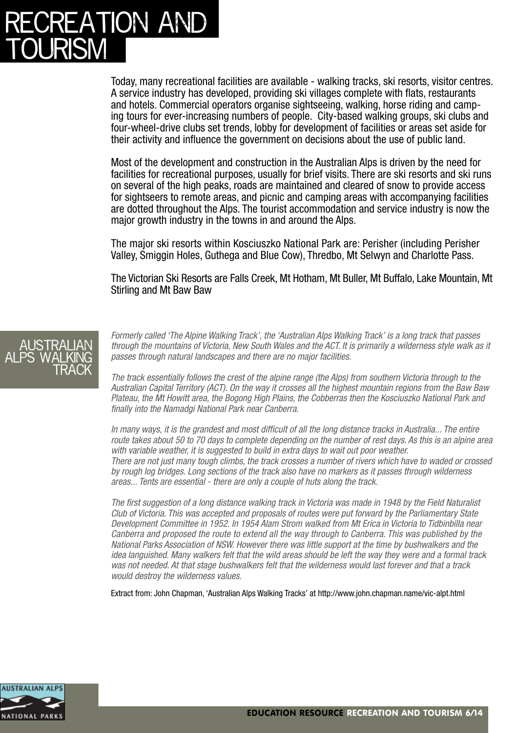# RECREATION AND TOURISM

Today, many recreational facilities are available - walking tracks, ski resorts, visitor centres. A service industry has developed, providing ski villages complete with flats, restaurants and hotels. Commercial operators organise sightseeing, walking, horse riding and camping tours for ever-increasing numbers of people. City-based walking groups, ski clubs and four-wheel-drive clubs set trends, lobby for development of facilities or areas set aside for their activity and influence the government on decisions about the use of public land.

Most of the development and construction in the Australian Alps is driven by the need for facilities for recreational purposes, usually for brief visits. There are ski resorts and ski runs on several of the high peaks, roads are maintained and cleared of snow to provide access for sightseers to remote areas, and picnic and camping areas with accompanying facilities are dotted throughout the Alps. The tourist accommodation and service industry is now the major growth industry in the towns in and around the Alps.

The major ski resorts within Kosciuszko National Park are: Perisher (including Perisher Valley, Smiggin Holes, Guthega and Blue Cow), Thredbo, Mt Selwyn and Charlotte Pass.

The Victorian Ski Resorts are Falls Creek, Mt Hotham, Mt Buller, Mt Buffalo, Lake Mountain, Mt Stirling and Mt Baw Baw

## AUSTRALIAN ALPS WALKING TRACK

*Formerly called 'The Alpine Walking Track', the 'Australian Alps Walking Track' is a long track that passes through the mountains of Victoria, New South Wales and the ACT. It is primarily a wilderness style walk as it passes through natural landscapes and there are no major facilities.*

*The track essentially follows the crest of the alpine range (the Alps) from southern Victoria through to the Australian Capital Territory (ACT). On the way it crosses all the highest mountain regions from the Baw Baw Plateau, the Mt Howitt area, the Bogong High Plains, the Cobberras then the Kosciuszko National Park and finally into the Namadgi National Park near Canberra.*

*In many ways, it is the grandest and most difficult of all the long distance tracks in Australia... The entire route takes about 50 to 70 days to complete depending on the number of rest days. As this is an alpine area with variable weather, it is suggested to build in extra days to wait out poor weather.*
*There are not just many tough climbs, the track crosses a number of rivers which have to waded or crossed by rough log bridges. Long sections of the track also have no markers as it passes through wilderness areas... Tents are essential - there are only a couple of huts along the track.*

*The first suggestion of a long distance walking track in Victoria was made in 1948 by the Field Naturalist Club of Victoria. This was accepted and proposals of routes were put forward by the Parliamentary State Development Committee in 1952. In 1954 Alam Strom walked from Mt Erica in Victoria to Tidbinbilla near Canberra and proposed the route to extend all the way through to Canberra. This was published by the National Parks Association of NSW. However there was little support at the time by bushwalkers and the idea languished. Many walkers felt that the wild areas should be left the way they were and a formal track was not needed. At that stage bushwalkers felt that the wilderness would last forever and that a track would destroy the wilderness values.*

Extract from: John Chapman, 'Australian Alps Walking Tracks' at http://www.john.chapman.name/vic-alpt.html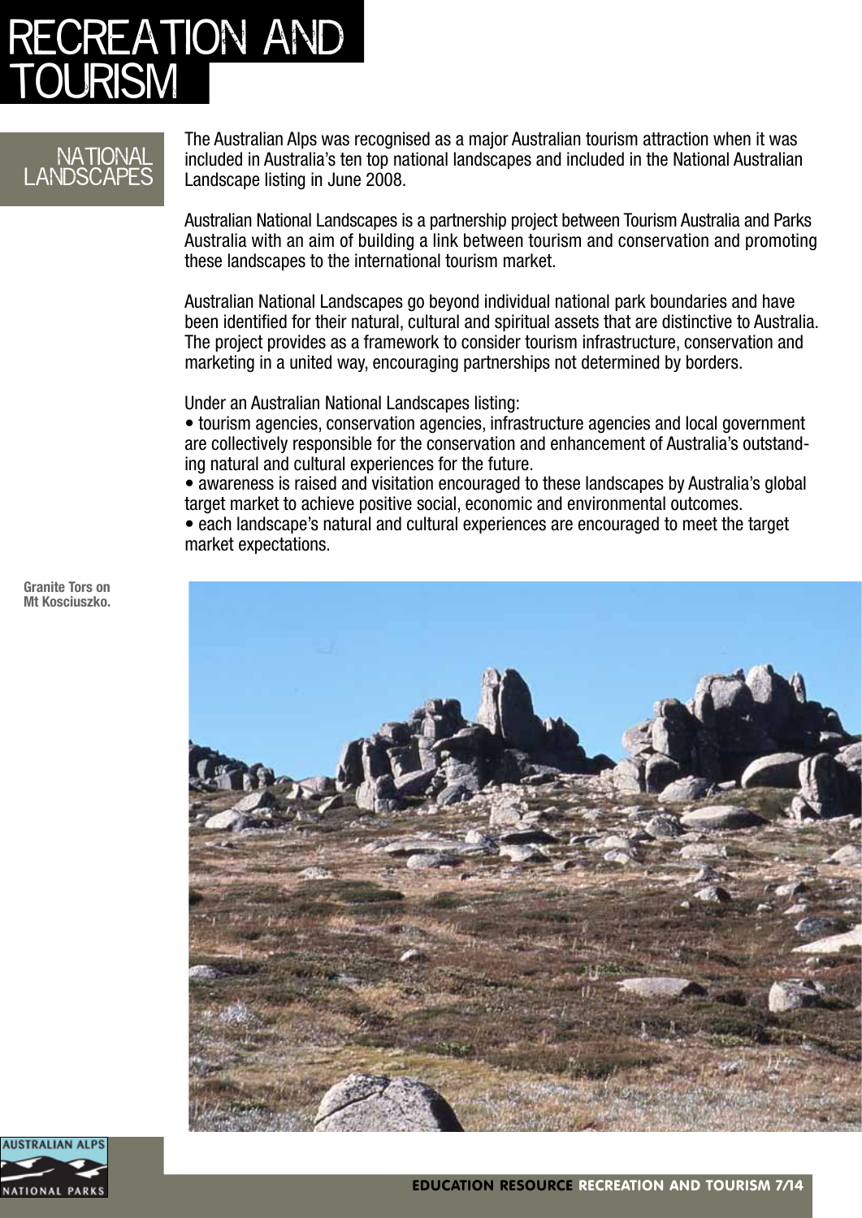# RECREATION AND TOURISM

## NATIONAL LANDSCAPES

The Australian Alps was recognised as a major Australian tourism attraction when it was included in Australia's ten top national landscapes and included in the National Australian Landscape listing in June 2008.

Australian National Landscapes is a partnership project between Tourism Australia and Parks Australia with an aim of building a link between tourism and conservation and promoting these landscapes to the international tourism market.

Australian National Landscapes go beyond individual national park boundaries and have been identified for their natural, cultural and spiritual assets that are distinctive to Australia. The project provides as a framework to consider tourism infrastructure, conservation and marketing in a united way, encouraging partnerships not determined by borders.

Under an Australian National Landscapes listing:

- tourism agencies, conservation agencies, infrastructure agencies and local government are collectively responsible for the conservation and enhancement of Australia's outstanding natural and cultural experiences for the future.
- awareness is raised and visitation encouraged to these landscapes by Australia's global target market to achieve positive social, economic and environmental outcomes.
- each landscape's natural and cultural experiences are encouraged to meet the target market expectations.

**Granite Tors on Mt Kosciuszko.**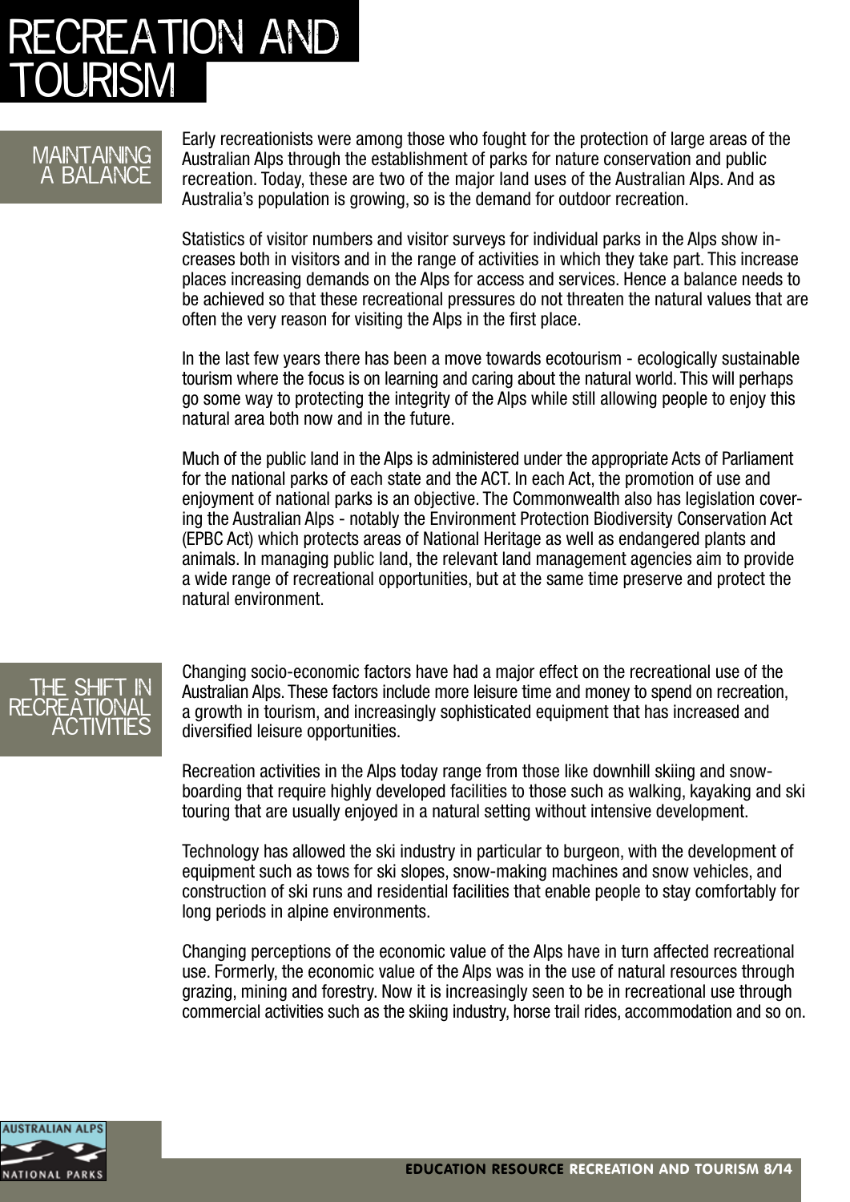# RECREATION AND TOURISM

## MAINTAINING A BALANCE

Early recreationists were among those who fought for the protection of large areas of the Australian Alps through the establishment of parks for nature conservation and public recreation. Today, these are two of the major land uses of the Australian Alps. And as Australia's population is growing, so is the demand for outdoor recreation.

Statistics of visitor numbers and visitor surveys for individual parks in the Alps show increases both in visitors and in the range of activities in which they take part. This increase places increasing demands on the Alps for access and services. Hence a balance needs to be achieved so that these recreational pressures do not threaten the natural values that are often the very reason for visiting the Alps in the first place.

In the last few years there has been a move towards ecotourism - ecologically sustainable tourism where the focus is on learning and caring about the natural world. This will perhaps go some way to protecting the integrity of the Alps while still allowing people to enjoy this natural area both now and in the future.

Much of the public land in the Alps is administered under the appropriate Acts of Parliament for the national parks of each state and the ACT. In each Act, the promotion of use and enjoyment of national parks is an objective. The Commonwealth also has legislation covering the Australian Alps - notably the Environment Protection Biodiversity Conservation Act (EPBC Act) which protects areas of National Heritage as well as endangered plants and animals. In managing public land, the relevant land management agencies aim to provide a wide range of recreational opportunities, but at the same time preserve and protect the natural environment.

## THE SHIFT IN RECREATIONAL ACTIVITIES

Changing socio-economic factors have had a major effect on the recreational use of the Australian Alps. These factors include more leisure time and money to spend on recreation, a growth in tourism, and increasingly sophisticated equipment that has increased and diversified leisure opportunities.

Recreation activities in the Alps today range from those like downhill skiing and snowboarding that require highly developed facilities to those such as walking, kayaking and ski touring that are usually enjoyed in a natural setting without intensive development.

Technology has allowed the ski industry in particular to burgeon, with the development of equipment such as tows for ski slopes, snow-making machines and snow vehicles, and construction of ski runs and residential facilities that enable people to stay comfortably for long periods in alpine environments.

Changing perceptions of the economic value of the Alps have in turn affected recreational use. Formerly, the economic value of the Alps was in the use of natural resources through grazing, mining and forestry. Now it is increasingly seen to be in recreational use through commercial activities such as the skiing industry, horse trail rides, accommodation and so on.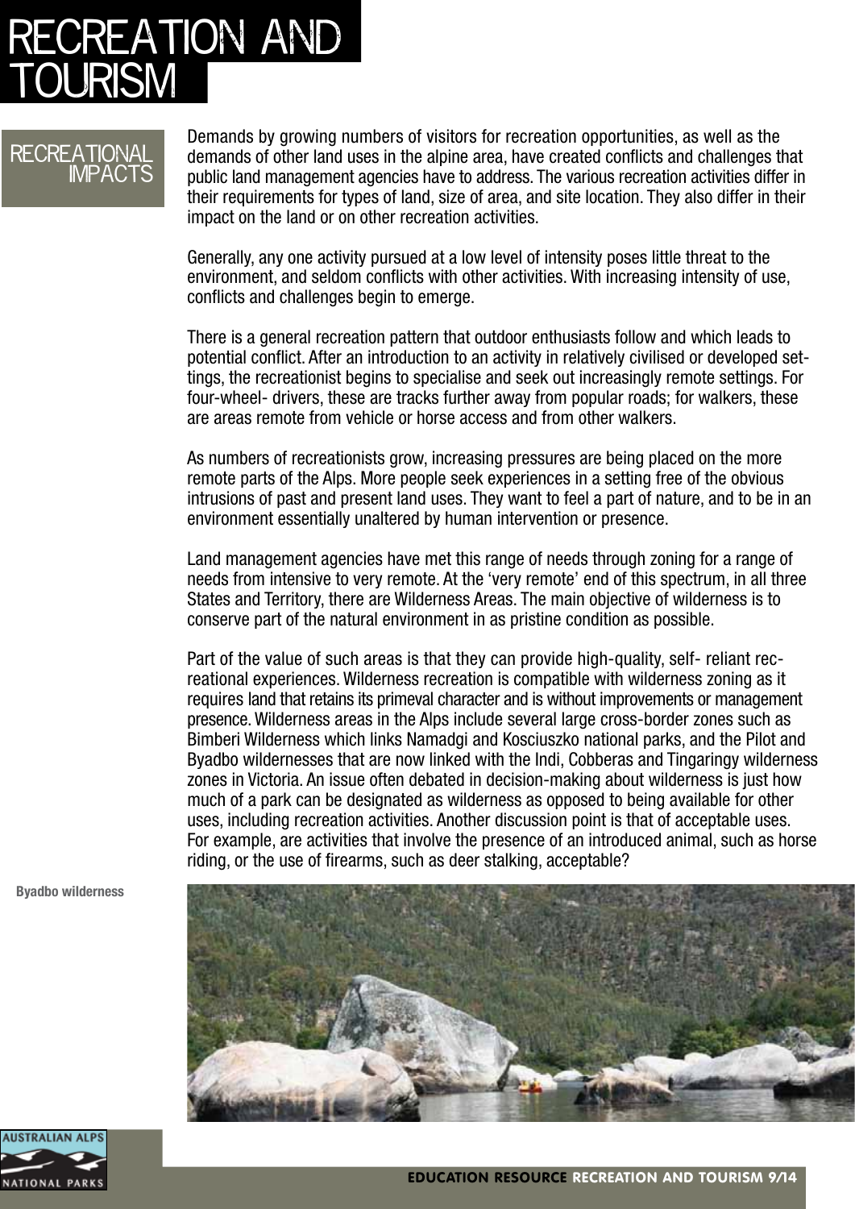# RECREATION AND TOURISM

## RECREATIONAL IMPACTS

Demands by growing numbers of visitors for recreation opportunities, as well as the demands of other land uses in the alpine area, have created conflicts and challenges that public land management agencies have to address. The various recreation activities differ in their requirements for types of land, size of area, and site location. They also differ in their impact on the land or on other recreation activities.

Generally, any one activity pursued at a low level of intensity poses little threat to the environment, and seldom conflicts with other activities. With increasing intensity of use, conflicts and challenges begin to emerge.

There is a general recreation pattern that outdoor enthusiasts follow and which leads to potential conflict. After an introduction to an activity in relatively civilised or developed settings, the recreationist begins to specialise and seek out increasingly remote settings. For four-wheel- drivers, these are tracks further away from popular roads; for walkers, these are areas remote from vehicle or horse access and from other walkers.

As numbers of recreationists grow, increasing pressures are being placed on the more remote parts of the Alps. More people seek experiences in a setting free of the obvious intrusions of past and present land uses. They want to feel a part of nature, and to be in an environment essentially unaltered by human intervention or presence.

Land management agencies have met this range of needs through zoning for a range of needs from intensive to very remote. At the 'very remote' end of this spectrum, in all three States and Territory, there are Wilderness Areas. The main objective of wilderness is to conserve part of the natural environment in as pristine condition as possible.

Part of the value of such areas is that they can provide high-quality, self- reliant recreational experiences. Wilderness recreation is compatible with wilderness zoning as it requires land that retains its primeval character and is without improvements or management presence. Wilderness areas in the Alps include several large cross-border zones such as Bimberi Wilderness which links Namadgi and Kosciuszko national parks, and the Pilot and Byadbo wildernesses that are now linked with the Indi, Cobberas and Tingaringy wilderness zones in Victoria. An issue often debated in decision-making about wilderness is just how much of a park can be designated as wilderness as opposed to being available for other uses, including recreation activities. Another discussion point is that of acceptable uses. For example, are activities that involve the presence of an introduced animal, such as horse riding, or the use of firearms, such as deer stalking, acceptable?

Byadbo wilderness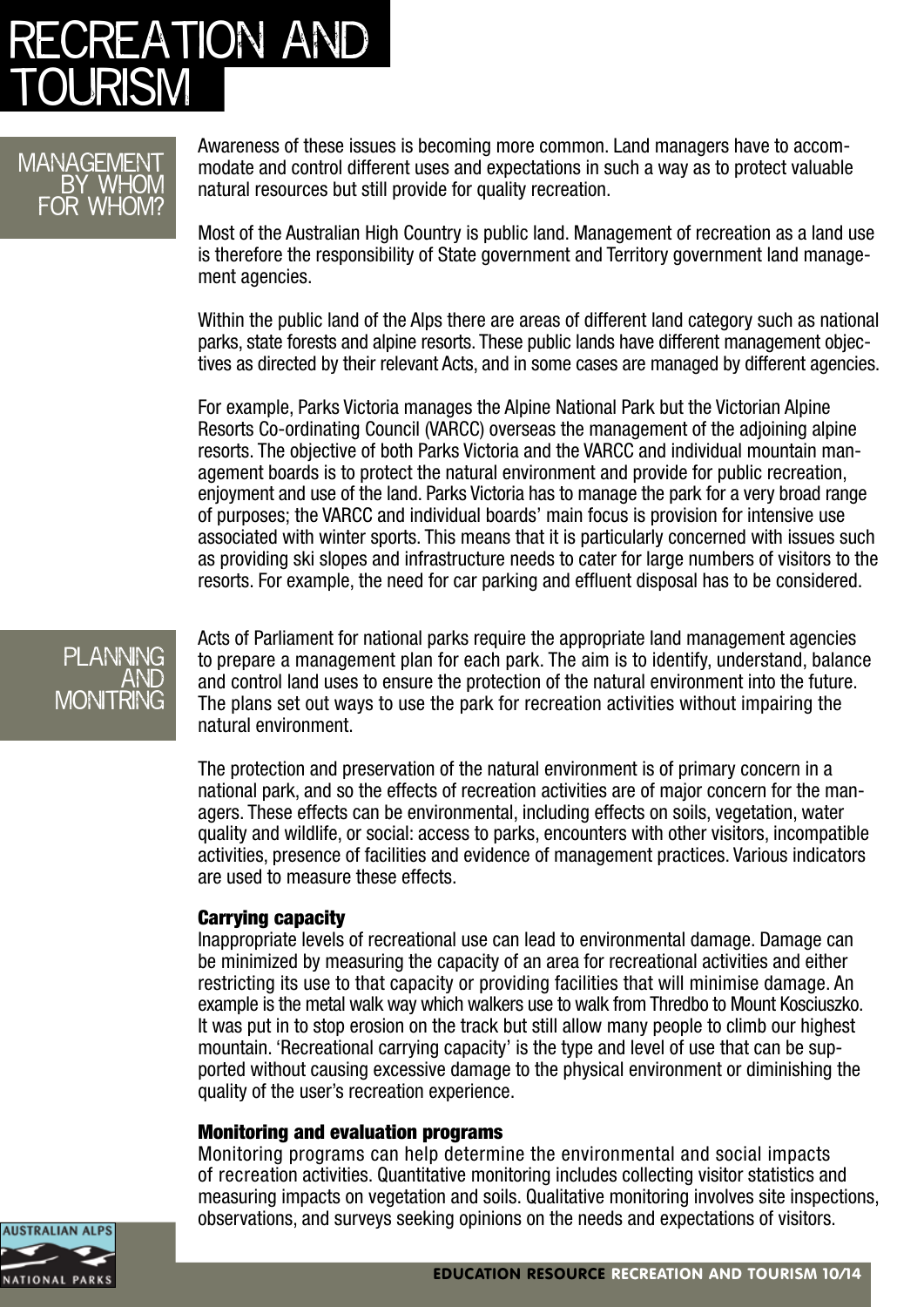# RECREATION AND TOURISM

## MANAGEMENT BY WHOM FOR WHOM?

Awareness of these issues is becoming more common. Land managers have to accommodate and control different uses and expectations in such a way as to protect valuable natural resources but still provide for quality recreation.

Most of the Australian High Country is public land. Management of recreation as a land use is therefore the responsibility of State government and Territory government land management agencies.

Within the public land of the Alps there are areas of different land category such as national parks, state forests and alpine resorts. These public lands have different management objectives as directed by their relevant Acts, and in some cases are managed by different agencies.

For example, Parks Victoria manages the Alpine National Park but the Victorian Alpine Resorts Co-ordinating Council (VARCC) overseas the management of the adjoining alpine resorts. The objective of both Parks Victoria and the VARCC and individual mountain management boards is to protect the natural environment and provide for public recreation, enjoyment and use of the land. Parks Victoria has to manage the park for a very broad range of purposes; the VARCC and individual boards' main focus is provision for intensive use associated with winter sports. This means that it is particularly concerned with issues such as providing ski slopes and infrastructure needs to cater for large numbers of visitors to the resorts. For example, the need for car parking and effluent disposal has to be considered.

## PLANNING AND MONITRING

Acts of Parliament for national parks require the appropriate land management agencies to prepare a management plan for each park. The aim is to identify, understand, balance and control land uses to ensure the protection of the natural environment into the future. The plans set out ways to use the park for recreation activities without impairing the natural environment.

The protection and preservation of the natural environment is of primary concern in a national park, and so the effects of recreation activities are of major concern for the managers. These effects can be environmental, including effects on soils, vegetation, water quality and wildlife, or social: access to parks, encounters with other visitors, incompatible activities, presence of facilities and evidence of management practices. Various indicators are used to measure these effects.

### Carrying capacity

Inappropriate levels of recreational use can lead to environmental damage. Damage can be minimized by measuring the capacity of an area for recreational activities and either restricting its use to that capacity or providing facilities that will minimise damage. An example is the metal walk way which walkers use to walk from Thredbo to Mount Kosciuszko. It was put in to stop erosion on the track but still allow many people to climb our highest mountain. 'Recreational carrying capacity' is the type and level of use that can be supported without causing excessive damage to the physical environment or diminishing the quality of the user's recreation experience.

### Monitoring and evaluation programs

Monitoring programs can help determine the environmental and social impacts of recreation activities. Quantitative monitoring includes collecting visitor statistics and measuring impacts on vegetation and soils. Qualitative monitoring involves site inspections, observations, and surveys seeking opinions on the needs and expectations of visitors.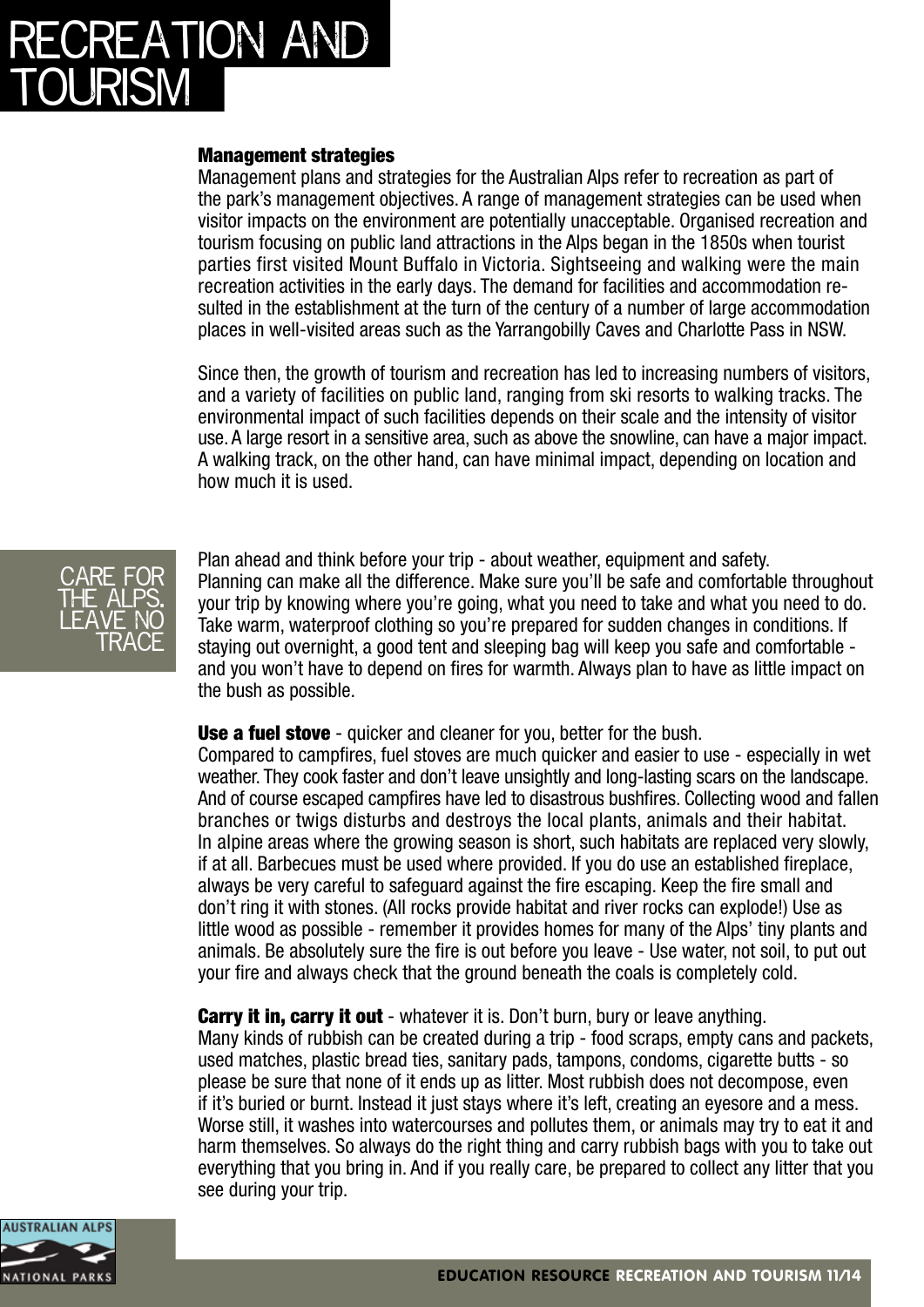# RECREATION AND TOURISM

### Management strategies

Management plans and strategies for the Australian Alps refer to recreation as part of the park's management objectives. A range of management strategies can be used when visitor impacts on the environment are potentially unacceptable. Organised recreation and tourism focusing on public land attractions in the Alps began in the 1850s when tourist parties first visited Mount Buffalo in Victoria. Sightseeing and walking were the main recreation activities in the early days. The demand for facilities and accommodation resulted in the establishment at the turn of the century of a number of large accommodation places in well-visited areas such as the Yarrangobilly Caves and Charlotte Pass in NSW.

Since then, the growth of tourism and recreation has led to increasing numbers of visitors, and a variety of facilities on public land, ranging from ski resorts to walking tracks. The environmental impact of such facilities depends on their scale and the intensity of visitor use. A large resort in a sensitive area, such as above the snowline, can have a major impact. A walking track, on the other hand, can have minimal impact, depending on location and how much it is used.

## CARE FOR THE ALPS. LEAVE NO TRACE

Plan ahead and think before your trip - about weather, equipment and safety.
Planning can make all the difference. Make sure you'll be safe and comfortable throughout your trip by knowing where you're going, what you need to take and what you need to do. Take warm, waterproof clothing so you're prepared for sudden changes in conditions. If staying out overnight, a good tent and sleeping bag will keep you safe and comfortable - and you won't have to depend on fires for warmth. Always plan to have as little impact on the bush as possible.

**Use a fuel stove** - quicker and cleaner for you, better for the bush.
Compared to campfires, fuel stoves are much quicker and easier to use - especially in wet weather. They cook faster and don't leave unsightly and long-lasting scars on the landscape. And of course escaped campfires have led to disastrous bushfires. Collecting wood and fallen branches or twigs disturbs and destroys the local plants, animals and their habitat. In alpine areas where the growing season is short, such habitats are replaced very slowly, if at all. Barbecues must be used where provided. If you do use an established fireplace, always be very careful to safeguard against the fire escaping. Keep the fire small and don't ring it with stones. (All rocks provide habitat and river rocks can explode!) Use as little wood as possible - remember it provides homes for many of the Alps' tiny plants and animals. Be absolutely sure the fire is out before you leave - Use water, not soil, to put out your fire and always check that the ground beneath the coals is completely cold.

**Carry it in, carry it out** - whatever it is. Don't burn, bury or leave anything.
Many kinds of rubbish can be created during a trip - food scraps, empty cans and packets, used matches, plastic bread ties, sanitary pads, tampons, condoms, cigarette butts - so please be sure that none of it ends up as litter. Most rubbish does not decompose, even if it's buried or burnt. Instead it just stays where it's left, creating an eyesore and a mess. Worse still, it washes into watercourses and pollutes them, or animals may try to eat it and harm themselves. So always do the right thing and carry rubbish bags with you to take out everything that you bring in. And if you really care, be prepared to collect any litter that you see during your trip.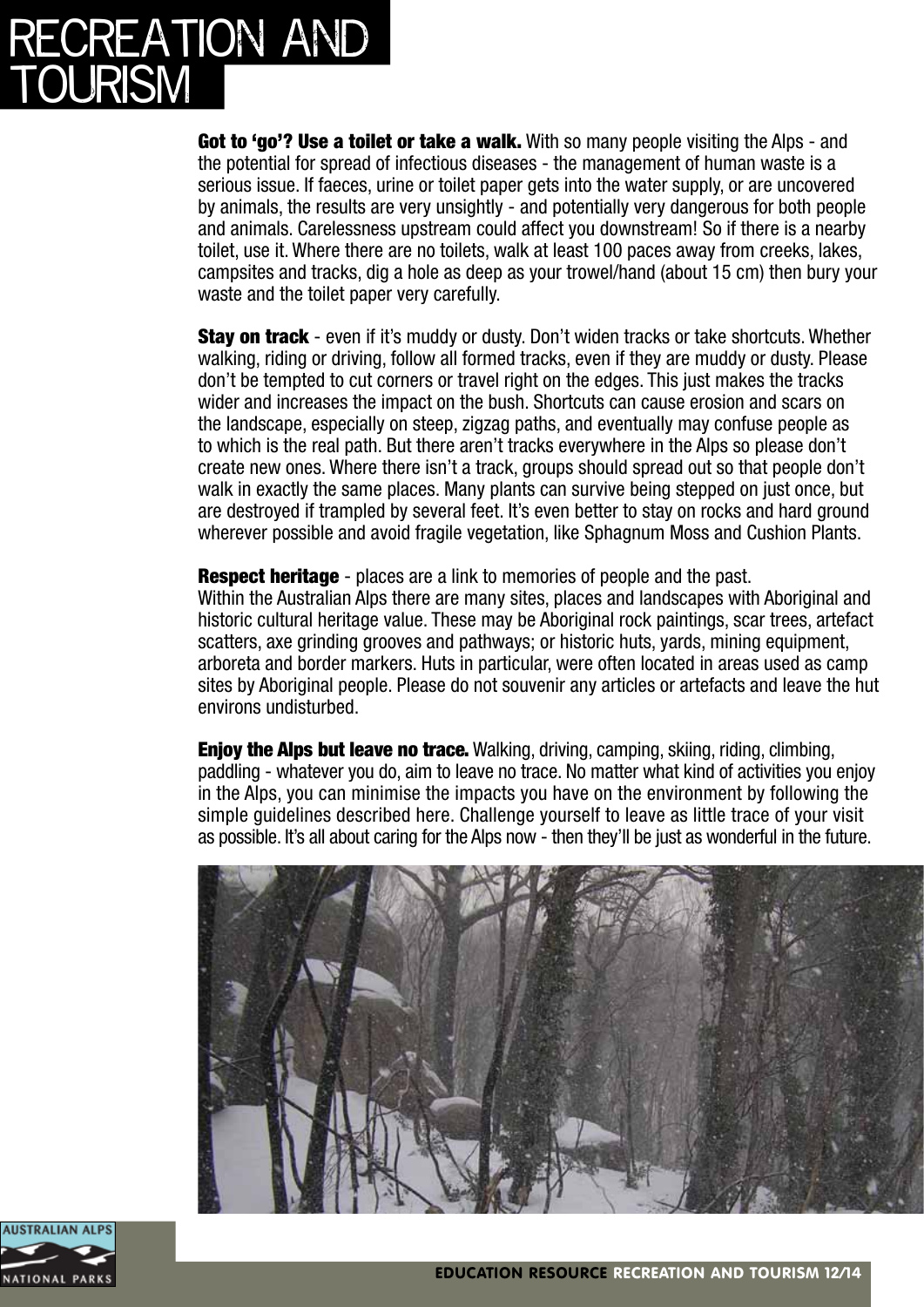# RECREATION AND TOURISM

**Got to 'go'? Use a toilet or take a walk.** With so many people visiting the Alps - and the potential for spread of infectious diseases - the management of human waste is a serious issue. If faeces, urine or toilet paper gets into the water supply, or are uncovered by animals, the results are very unsightly - and potentially very dangerous for both people and animals. Carelessness upstream could affect you downstream! So if there is a nearby toilet, use it. Where there are no toilets, walk at least 100 paces away from creeks, lakes, campsites and tracks, dig a hole as deep as your trowel/hand (about 15 cm) then bury your waste and the toilet paper very carefully.

**Stay on track** - even if it's muddy or dusty. Don't widen tracks or take shortcuts. Whether walking, riding or driving, follow all formed tracks, even if they are muddy or dusty. Please don't be tempted to cut corners or travel right on the edges. This just makes the tracks wider and increases the impact on the bush. Shortcuts can cause erosion and scars on the landscape, especially on steep, zigzag paths, and eventually may confuse people as to which is the real path. But there aren't tracks everywhere in the Alps so please don't create new ones. Where there isn't a track, groups should spread out so that people don't walk in exactly the same places. Many plants can survive being stepped on just once, but are destroyed if trampled by several feet. It's even better to stay on rocks and hard ground wherever possible and avoid fragile vegetation, like Sphagnum Moss and Cushion Plants.

**Respect heritage** - places are a link to memories of people and the past.
Within the Australian Alps there are many sites, places and landscapes with Aboriginal and historic cultural heritage value. These may be Aboriginal rock paintings, scar trees, artefact scatters, axe grinding grooves and pathways; or historic huts, yards, mining equipment, arboreta and border markers. Huts in particular, were often located in areas used as camp sites by Aboriginal people. Please do not souvenir any articles or artefacts and leave the hut environs undisturbed.

**Enjoy the Alps but leave no trace.** Walking, driving, camping, skiing, riding, climbing, paddling - whatever you do, aim to leave no trace. No matter what kind of activities you enjoy in the Alps, you can minimise the impacts you have on the environment by following the simple guidelines described here. Challenge yourself to leave as little trace of your visit as possible. It's all about caring for the Alps now - then they'll be just as wonderful in the future.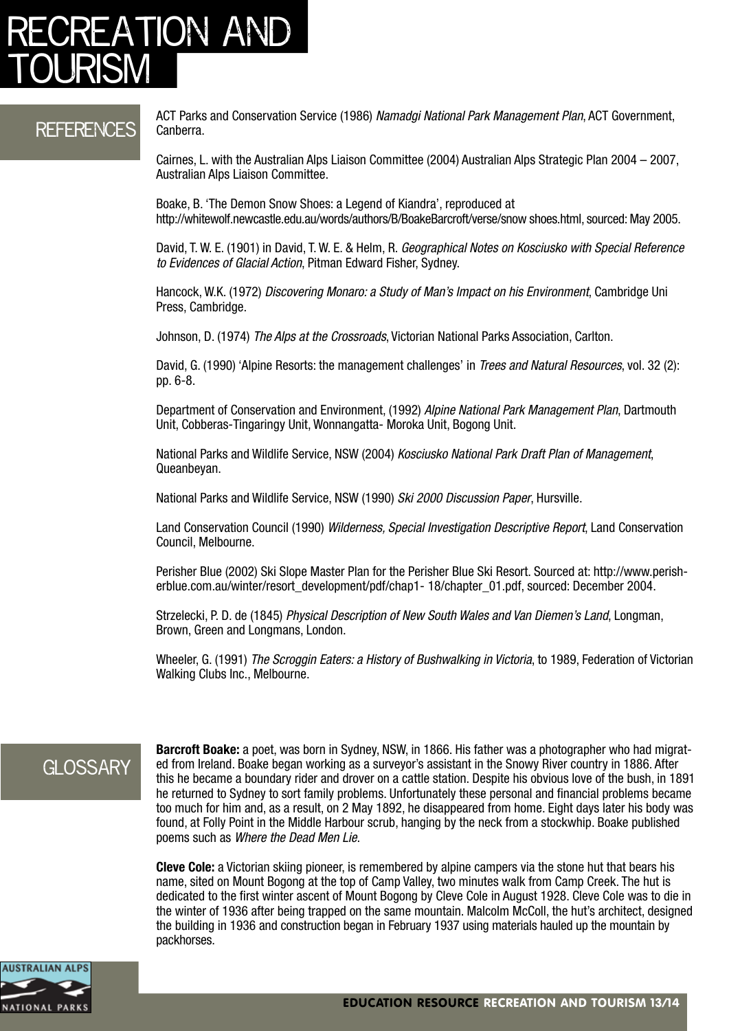# RECREATION AND TOURISM

## REFERENCES

ACT Parks and Conservation Service (1986) *Namadgi National Park Management Plan*, ACT Government, Canberra.

Cairnes, L. with the Australian Alps Liaison Committee (2004) Australian Alps Strategic Plan 2004 – 2007, Australian Alps Liaison Committee.

Boake, B. 'The Demon Snow Shoes: a Legend of Kiandra', reproduced at http://whitewolf.newcastle.edu.au/words/authors/B/BoakeBarcroft/verse/snow shoes.html, sourced: May 2005.

David, T. W. E. (1901) in David, T. W. E. & Helm, R. *Geographical Notes on Kosciusko with Special Reference to Evidences of Glacial Action*, Pitman Edward Fisher, Sydney.

Hancock, W.K. (1972) *Discovering Monaro: a Study of Man's Impact on his Environment*, Cambridge Uni Press, Cambridge.

Johnson, D. (1974) *The Alps at the Crossroads*, Victorian National Parks Association, Carlton.

David, G. (1990) 'Alpine Resorts: the management challenges' in *Trees and Natural Resources*, vol. 32 (2): pp. 6-8.

Department of Conservation and Environment, (1992) *Alpine National Park Management Plan*, Dartmouth Unit, Cobberas-Tingaringy Unit, Wonnangatta- Moroka Unit, Bogong Unit.

National Parks and Wildlife Service, NSW (2004) *Kosciusko National Park Draft Plan of Management*, Queanbeyan.

National Parks and Wildlife Service, NSW (1990) *Ski 2000 Discussion Paper*, Hursville.

Land Conservation Council (1990) *Wilderness, Special Investigation Descriptive Report*, Land Conservation Council, Melbourne.

Perisher Blue (2002) Ski Slope Master Plan for the Perisher Blue Ski Resort. Sourced at: http://www.perisherblue.com.au/winter/resort_development/pdf/chap1- 18/chapter_01.pdf, sourced: December 2004.

Strzelecki, P. D. de (1845) *Physical Description of New South Wales and Van Diemen's Land*, Longman, Brown, Green and Longmans, London.

Wheeler, G. (1991) *The Scroggin Eaters: a History of Bushwalking in Victoria*, to 1989, Federation of Victorian Walking Clubs Inc., Melbourne.

## GLOSSARY

**Barcroft Boake:** a poet, was born in Sydney, NSW, in 1866. His father was a photographer who had migrated from Ireland. Boake began working as a surveyor's assistant in the Snowy River country in 1886. After this he became a boundary rider and drover on a cattle station. Despite his obvious love of the bush, in 1891 he returned to Sydney to sort family problems. Unfortunately these personal and financial problems became too much for him and, as a result, on 2 May 1892, he disappeared from home. Eight days later his body was found, at Folly Point in the Middle Harbour scrub, hanging by the neck from a stockwhip. Boake published poems such as *Where the Dead Men Lie*.

**Cleve Cole:** a Victorian skiing pioneer, is remembered by alpine campers via the stone hut that bears his name, sited on Mount Bogong at the top of Camp Valley, two minutes walk from Camp Creek. The hut is dedicated to the first winter ascent of Mount Bogong by Cleve Cole in August 1928. Cleve Cole was to die in the winter of 1936 after being trapped on the same mountain. Malcolm McColl, the hut's architect, designed the building in 1936 and construction began in February 1937 using materials hauled up the mountain by packhorses.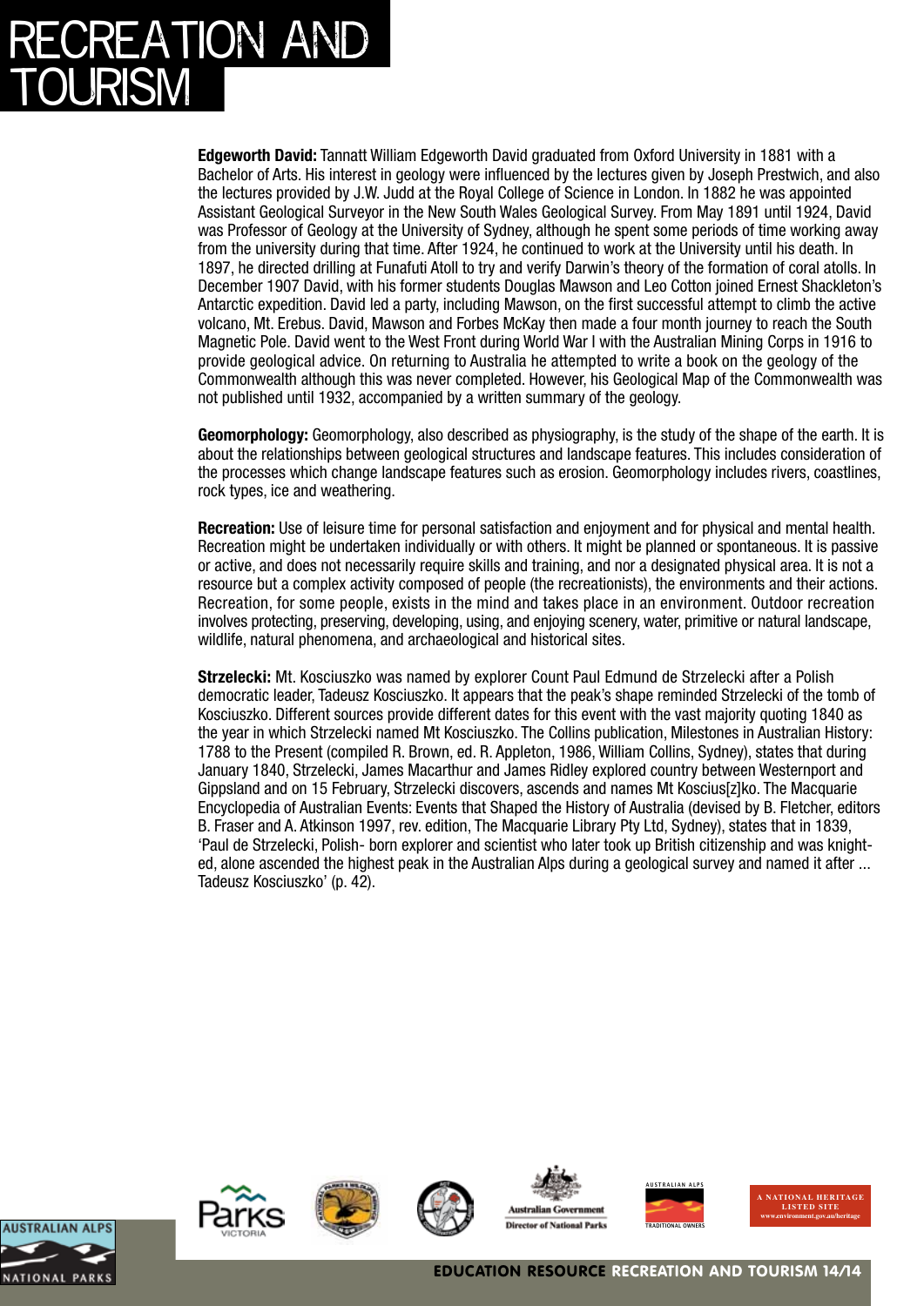# RECREATION AND TOURISM

**Edgeworth David:** Tannatt William Edgeworth David graduated from Oxford University in 1881 with a Bachelor of Arts. His interest in geology were influenced by the lectures given by Joseph Prestwich, and also the lectures provided by J.W. Judd at the Royal College of Science in London. In 1882 he was appointed Assistant Geological Surveyor in the New South Wales Geological Survey. From May 1891 until 1924, David was Professor of Geology at the University of Sydney, although he spent some periods of time working away from the university during that time. After 1924, he continued to work at the University until his death. In 1897, he directed drilling at Funafuti Atoll to try and verify Darwin's theory of the formation of coral atolls. In December 1907 David, with his former students Douglas Mawson and Leo Cotton joined Ernest Shackleton's Antarctic expedition. David led a party, including Mawson, on the first successful attempt to climb the active volcano, Mt. Erebus. David, Mawson and Forbes McKay then made a four month journey to reach the South Magnetic Pole. David went to the West Front during World War I with the Australian Mining Corps in 1916 to provide geological advice. On returning to Australia he attempted to write a book on the geology of the Commonwealth although this was never completed. However, his Geological Map of the Commonwealth was not published until 1932, accompanied by a written summary of the geology.

**Geomorphology:** Geomorphology, also described as physiography, is the study of the shape of the earth. It is about the relationships between geological structures and landscape features. This includes consideration of the processes which change landscape features such as erosion. Geomorphology includes rivers, coastlines, rock types, ice and weathering.

**Recreation:** Use of leisure time for personal satisfaction and enjoyment and for physical and mental health. Recreation might be undertaken individually or with others. It might be planned or spontaneous. It is passive or active, and does not necessarily require skills and training, and nor a designated physical area. It is not a resource but a complex activity composed of people (the recreationists), the environments and their actions. Recreation, for some people, exists in the mind and takes place in an environment. Outdoor recreation involves protecting, preserving, developing, using, and enjoying scenery, water, primitive or natural landscape, wildlife, natural phenomena, and archaeological and historical sites.

**Strzelecki:** Mt. Kosciuszko was named by explorer Count Paul Edmund de Strzelecki after a Polish democratic leader, Tadeusz Kosciuszko. It appears that the peak's shape reminded Strzelecki of the tomb of Kosciuszko. Different sources provide different dates for this event with the vast majority quoting 1840 as the year in which Strzelecki named Mt Kosciuszko. The Collins publication, Milestones in Australian History: 1788 to the Present (compiled R. Brown, ed. R. Appleton, 1986, William Collins, Sydney), states that during January 1840, Strzelecki, James Macarthur and James Ridley explored country between Westernport and Gippsland and on 15 February, Strzelecki discovers, ascends and names Mt Koscius[z]ko. The Macquarie Encyclopedia of Australian Events: Events that Shaped the History of Australia (devised by B. Fletcher, editors B. Fraser and A. Atkinson 1997, rev. edition, The Macquarie Library Pty Ltd, Sydney), states that in 1839, 'Paul de Strzelecki, Polish- born explorer and scientist who later took up British citizenship and was knighted, alone ascended the highest peak in the Australian Alps during a geological survey and named it after ... Tadeusz Kosciuszko' (p. 42).